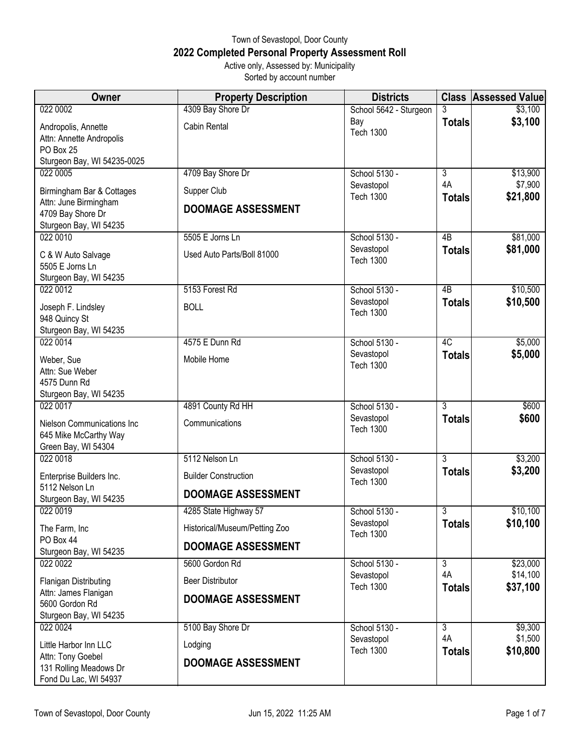Town of Sevastopol, Door County

# 2022 Completed Personal Property Assessment Roll

Active only, Assessed by: Municipality

Sorted by account number

| Owner | Property Description | Districts | Class | Assessed Value |
|---|---|---|---|---|
| 022 0002<br>Andropolis, Annette<br>Attn: Annette Andropolis<br>PO Box 25<br>Sturgeon Bay, WI 54235-0025 | 4309 Bay Shore Dr<br>Cabin Rental | School 5642 - Sturgeon Bay<br>Tech 1300 | 3<br>**Totals** | $3,100<br>**$3,100** |
| 022 0005<br>Birmingham Bar & Cottages<br>Attn: June Birmingham<br>4709 Bay Shore Dr<br>Sturgeon Bay, WI 54235 | 4709 Bay Shore Dr<br>Supper Club<br>**DOOMAGE ASSESSMENT** | School 5130 - Sevastopol<br>Tech 1300 | 3<br>4A<br>**Totals** | $13,900<br>$7,900<br>**$21,800** |
| 022 0010<br>C & W Auto Salvage<br>5505 E Jorns Ln<br>Sturgeon Bay, WI 54235 | 5505 E Jorns Ln<br>Used Auto Parts/Boll 81000 | School 5130 - Sevastopol<br>Tech 1300 | 4B<br>**Totals** | $81,000<br>**$81,000** |
| 022 0012<br>Joseph F. Lindsley<br>948 Quincy St<br>Sturgeon Bay, WI 54235 | 5153 Forest Rd<br>BOLL | School 5130 - Sevastopol<br>Tech 1300 | 4B<br>**Totals** | $10,500<br>**$10,500** |
| 022 0014<br>Weber, Sue<br>Attn: Sue Weber<br>4575 Dunn Rd<br>Sturgeon Bay, WI 54235 | 4575 E Dunn Rd<br>Mobile Home | School 5130 - Sevastopol<br>Tech 1300 | 4C<br>**Totals** | $5,000<br>**$5,000** |
| 022 0017<br>Nielson Communications Inc<br>645 Mike McCarthy Way<br>Green Bay, WI 54304 | 4891 County Rd HH<br>Communications | School 5130 - Sevastopol<br>Tech 1300 | 3<br>**Totals** | $600<br>**$600** |
| 022 0018<br>Enterprise Builders Inc.<br>5112 Nelson Ln<br>Sturgeon Bay, WI 54235 | 5112 Nelson Ln<br>Builder Construction<br>**DOOMAGE ASSESSMENT** | School 5130 - Sevastopol<br>Tech 1300 | 3<br>**Totals** | $3,200<br>**$3,200** |
| 022 0019<br>The Farm, Inc<br>PO Box 44<br>Sturgeon Bay, WI 54235 | 4285 State Highway 57<br>Historical/Museum/Petting Zoo<br>**DOOMAGE ASSESSMENT** | School 5130 - Sevastopol<br>Tech 1300 | 3<br>**Totals** | $10,100<br>**$10,100** |
| 022 0022<br>Flanigan Distributing<br>Attn: James Flanigan<br>5600 Gordon Rd<br>Sturgeon Bay, WI 54235 | 5600 Gordon Rd<br>Beer Distributor<br>**DOOMAGE ASSESSMENT** | School 5130 - Sevastopol<br>Tech 1300 | 3<br>4A<br>**Totals** | $23,000<br>$14,100<br>**$37,100** |
| 022 0024<br>Little Harbor Inn LLC<br>Attn: Tony Goebel<br>131 Rolling Meadows Dr<br>Fond Du Lac, WI 54937 | 5100 Bay Shore Dr<br>Lodging<br>**DOOMAGE ASSESSMENT** | School 5130 - Sevastopol<br>Tech 1300 | 3<br>4A<br>**Totals** | $9,300<br>$1,500<br>**$10,800** |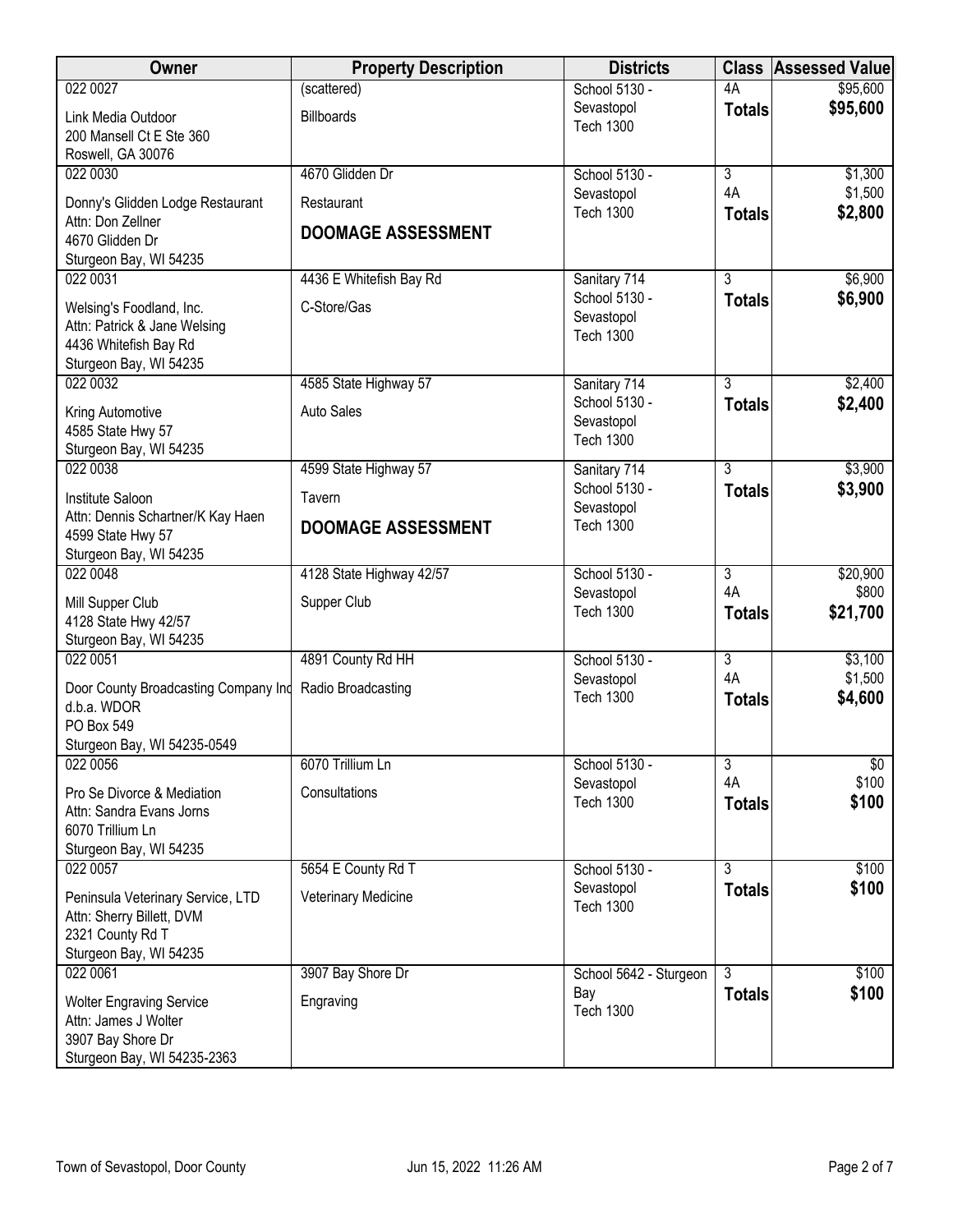| Owner | Property Description | Districts | Class | Assessed Value |
|---|---|---|---|---|
| 022 0027<br>Link Media Outdoor<br>200 Mansell Ct E Ste 360<br>Roswell, GA 30076 | (scattered)<br>Billboards | School 5130 - Sevastopol<br>Tech 1300 | 4A<br>**Totals** | $95,600<br>**$95,600** |
| 022 0030<br>Donny's Glidden Lodge Restaurant<br>Attn: Don Zellner<br>4670 Glidden Dr<br>Sturgeon Bay, WI 54235 | 4670 Glidden Dr<br>Restaurant<br>**DOOMAGE ASSESSMENT** | School 5130 - Sevastopol<br>Tech 1300 | 3<br>4A<br>**Totals** | $1,300<br>$1,500<br>**$2,800** |
| 022 0031<br>Welsing's Foodland, Inc.<br>Attn: Patrick & Jane Welsing<br>4436 Whitefish Bay Rd<br>Sturgeon Bay, WI 54235 | 4436 E Whitefish Bay Rd<br>C-Store/Gas | Sanitary 714<br>School 5130 - Sevastopol<br>Tech 1300 | 3<br>**Totals** | $6,900<br>**$6,900** |
| 022 0032<br>Kring Automotive<br>4585 State Hwy 57<br>Sturgeon Bay, WI 54235 | 4585 State Highway 57<br>Auto Sales | Sanitary 714<br>School 5130 - Sevastopol<br>Tech 1300 | 3<br>**Totals** | $2,400<br>**$2,400** |
| 022 0038<br>Institute Saloon<br>Attn: Dennis Schartner/K Kay Haen<br>4599 State Hwy 57<br>Sturgeon Bay, WI 54235 | 4599 State Highway 57<br>Tavern<br>**DOOMAGE ASSESSMENT** | Sanitary 714<br>School 5130 - Sevastopol<br>Tech 1300 | 3<br>**Totals** | $3,900<br>**$3,900** |
| 022 0048<br>Mill Supper Club<br>4128 State Hwy 42/57<br>Sturgeon Bay, WI 54235 | 4128 State Highway 42/57<br>Supper Club | School 5130 - Sevastopol<br>Tech 1300 | 3<br>4A<br>**Totals** | $20,900<br>$800<br>**$21,700** |
| 022 0051<br>Door County Broadcasting Company Inc<br>d.b.a. WDOR<br>PO Box 549<br>Sturgeon Bay, WI 54235-0549 | 4891 County Rd HH<br>Radio Broadcasting | School 5130 - Sevastopol<br>Tech 1300 | 3<br>4A<br>**Totals** | $3,100<br>$1,500<br>**$4,600** |
| 022 0056<br>Pro Se Divorce & Mediation<br>Attn: Sandra Evans Jorns<br>6070 Trillium Ln<br>Sturgeon Bay, WI 54235 | 6070 Trillium Ln<br>Consultations | School 5130 - Sevastopol<br>Tech 1300 | 3<br>4A<br>**Totals** | $0<br>$100<br>**$100** |
| 022 0057<br>Peninsula Veterinary Service, LTD<br>Attn: Sherry Billett, DVM<br>2321 County Rd T<br>Sturgeon Bay, WI 54235 | 5654 E County Rd T<br>Veterinary Medicine | School 5130 - Sevastopol<br>Tech 1300 | 3<br>**Totals** | $100<br>**$100** |
| 022 0061<br>Wolter Engraving Service<br>Attn: James J Wolter<br>3907 Bay Shore Dr<br>Sturgeon Bay, WI 54235-2363 | 3907 Bay Shore Dr<br>Engraving | School 5642 - Sturgeon Bay<br>Tech 1300 | 3<br>**Totals** | $100<br>**$100** |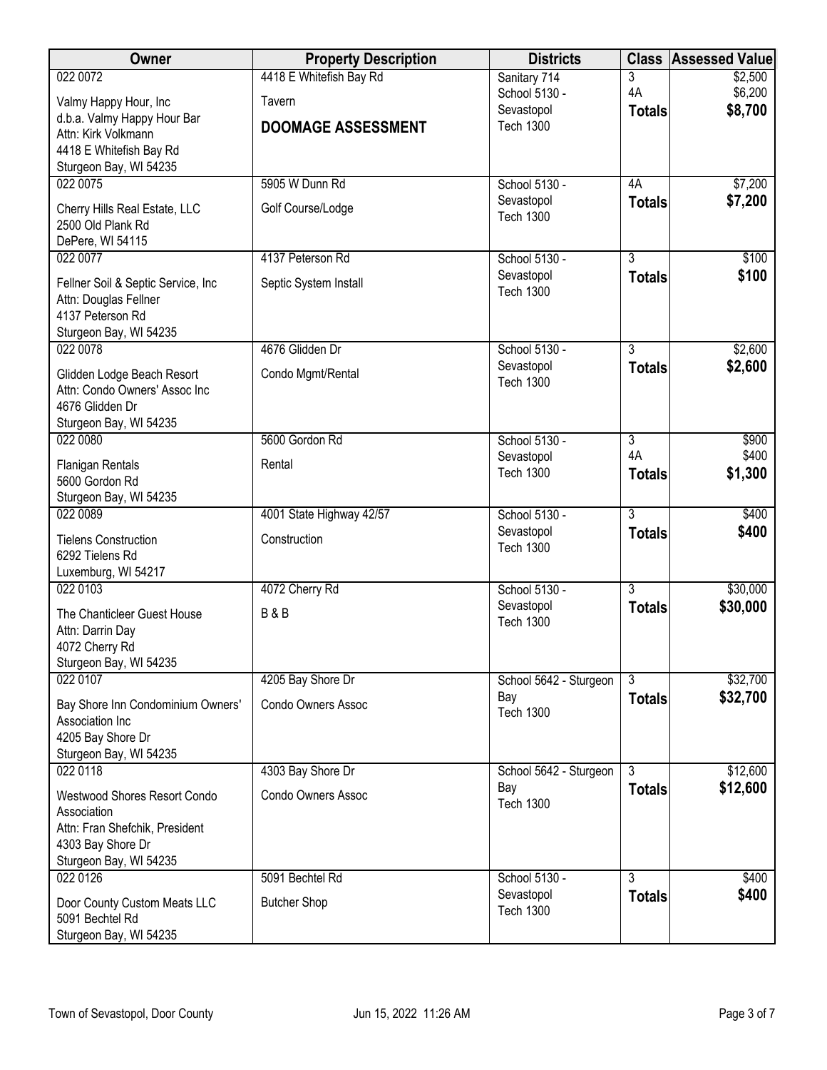| Owner | Property Description | Districts | Class | Assessed Value |
|---|---|---|---|---|
| 022 0072<br>Valmy Happy Hour, Inc<br>d.b.a. Valmy Happy Hour Bar<br>Attn: Kirk Volkmann<br>4418 E Whitefish Bay Rd<br>Sturgeon Bay, WI 54235 | 4418 E Whitefish Bay Rd<br>Tavern<br>**DOOMAGE ASSESSMENT** | Sanitary 714<br>School 5130 - Sevastopol<br>Tech 1300 | 3<br>4A<br>**Totals** | \$2,500<br>\$6,200<br>**\$8,700** |
| 022 0075<br>Cherry Hills Real Estate, LLC<br>2500 Old Plank Rd<br>DePere, WI 54115 | 5905 W Dunn Rd<br>Golf Course/Lodge | School 5130 - Sevastopol<br>Tech 1300 | 4A<br>**Totals** | \$7,200<br>**\$7,200** |
| 022 0077<br>Fellner Soil & Septic Service, Inc<br>Attn: Douglas Fellner<br>4137 Peterson Rd<br>Sturgeon Bay, WI 54235 | 4137 Peterson Rd<br>Septic System Install | School 5130 - Sevastopol<br>Tech 1300 | 3<br>**Totals** | \$100<br>**\$100** |
| 022 0078<br>Glidden Lodge Beach Resort<br>Attn: Condo Owners' Assoc Inc<br>4676 Glidden Dr<br>Sturgeon Bay, WI 54235 | 4676 Glidden Dr<br>Condo Mgmt/Rental | School 5130 - Sevastopol<br>Tech 1300 | 3<br>**Totals** | \$2,600<br>**\$2,600** |
| 022 0080<br>Flanigan Rentals<br>5600 Gordon Rd<br>Sturgeon Bay, WI 54235 | 5600 Gordon Rd<br>Rental | School 5130 - Sevastopol<br>Tech 1300 | 3<br>4A<br>**Totals** | \$900<br>\$400<br>**\$1,300** |
| 022 0089<br>Tielens Construction<br>6292 Tielens Rd<br>Luxemburg, WI 54217 | 4001 State Highway 42/57<br>Construction | School 5130 - Sevastopol<br>Tech 1300 | 3<br>**Totals** | \$400<br>**\$400** |
| 022 0103<br>The Chanticleer Guest House<br>Attn: Darrin Day<br>4072 Cherry Rd<br>Sturgeon Bay, WI 54235 | 4072 Cherry Rd<br>B & B | School 5130 - Sevastopol<br>Tech 1300 | 3<br>**Totals** | \$30,000<br>**\$30,000** |
| 022 0107<br>Bay Shore Inn Condominium Owners' Association Inc<br>4205 Bay Shore Dr<br>Sturgeon Bay, WI 54235 | 4205 Bay Shore Dr<br>Condo Owners Assoc | School 5642 - Sturgeon Bay<br>Tech 1300 | 3<br>**Totals** | \$32,700<br>**\$32,700** |
| 022 0118<br>Westwood Shores Resort Condo Association<br>Attn: Fran Shefchik, President<br>4303 Bay Shore Dr<br>Sturgeon Bay, WI 54235 | 4303 Bay Shore Dr<br>Condo Owners Assoc | School 5642 - Sturgeon Bay<br>Tech 1300 | 3<br>**Totals** | \$12,600<br>**\$12,600** |
| 022 0126<br>Door County Custom Meats LLC<br>5091 Bechtel Rd<br>Sturgeon Bay, WI 54235 | 5091 Bechtel Rd<br>Butcher Shop | School 5130 - Sevastopol<br>Tech 1300 | 3<br>**Totals** | \$400<br>**\$400** |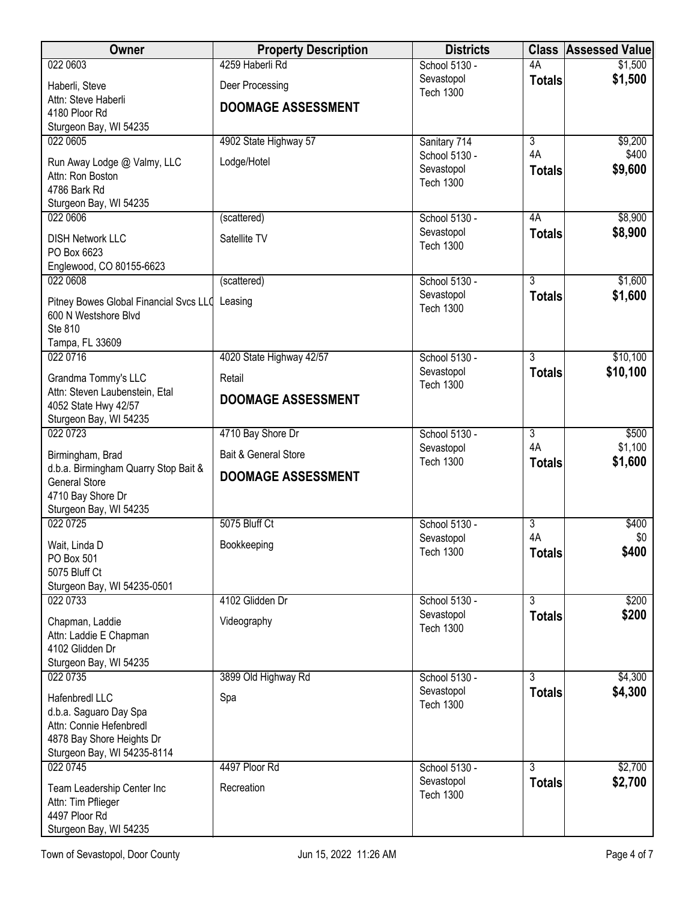| Owner | Property Description | Districts | Class | Assessed Value |
|---|---|---|---|---|
| 022 0603<br>Haberli, Steve<br>Attn: Steve Haberli<br>4180 Ploor Rd<br>Sturgeon Bay, WI 54235 | 4259 Haberli Rd<br>Deer Processing<br>**DOOMAGE ASSESSMENT** | School 5130 - Sevastopol<br>Tech 1300 | 4A<br>**Totals** | $1,500<br>**$1,500** |
| 022 0605<br>Run Away Lodge @ Valmy, LLC<br>Attn: Ron Boston<br>4786 Bark Rd<br>Sturgeon Bay, WI 54235 | 4902 State Highway 57<br>Lodge/Hotel | Sanitary 714<br>School 5130 - Sevastopol<br>Tech 1300 | 3<br>4A<br>**Totals** | $9,200<br>$400<br>**$9,600** |
| 022 0606<br>DISH Network LLC<br>PO Box 6623<br>Englewood, CO 80155-6623 | (scattered)<br>Satellite TV | School 5130 - Sevastopol<br>Tech 1300 | 4A<br>**Totals** | $8,900<br>**$8,900** |
| 022 0608<br>Pitney Bowes Global Financial Svcs LLC<br>600 N Westshore Blvd<br>Ste 810<br>Tampa, FL 33609 | (scattered)<br>Leasing | School 5130 - Sevastopol<br>Tech 1300 | 3<br>**Totals** | $1,600<br>**$1,600** |
| 022 0716<br>Grandma Tommy's LLC<br>Attn: Steven Laubenstein, Etal<br>4052 State Hwy 42/57<br>Sturgeon Bay, WI 54235 | 4020 State Highway 42/57<br>Retail<br>**DOOMAGE ASSESSMENT** | School 5130 - Sevastopol<br>Tech 1300 | 3<br>**Totals** | $10,100<br>**$10,100** |
| 022 0723<br>Birmingham, Brad<br>d.b.a. Birmingham Quarry Stop Bait & General Store<br>4710 Bay Shore Dr<br>Sturgeon Bay, WI 54235 | 4710 Bay Shore Dr<br>Bait & General Store<br>**DOOMAGE ASSESSMENT** | School 5130 - Sevastopol<br>Tech 1300 | 3<br>4A<br>**Totals** | $500<br>$1,100<br>**$1,600** |
| 022 0725<br>Wait, Linda D<br>PO Box 501<br>5075 Bluff Ct<br>Sturgeon Bay, WI 54235-0501 | 5075 Bluff Ct<br>Bookkeeping | School 5130 - Sevastopol<br>Tech 1300 | 3<br>4A<br>**Totals** | $400<br>$0<br>**$400** |
| 022 0733<br>Chapman, Laddie<br>Attn: Laddie E Chapman<br>4102 Glidden Dr<br>Sturgeon Bay, WI 54235 | 4102 Glidden Dr<br>Videography | School 5130 - Sevastopol<br>Tech 1300 | 3<br>**Totals** | $200<br>**$200** |
| 022 0735<br>Hafenbredl LLC<br>d.b.a. Saguaro Day Spa<br>Attn: Connie Hefenbredl<br>4878 Bay Shore Heights Dr<br>Sturgeon Bay, WI 54235-8114 | 3899 Old Highway Rd<br>Spa | School 5130 - Sevastopol<br>Tech 1300 | 3<br>**Totals** | $4,300<br>**$4,300** |
| 022 0745<br>Team Leadership Center Inc<br>Attn: Tim Pflieger<br>4497 Ploor Rd<br>Sturgeon Bay, WI 54235 | 4497 Ploor Rd<br>Recreation | School 5130 - Sevastopol<br>Tech 1300 | 3<br>**Totals** | $2,700<br>**$2,700** |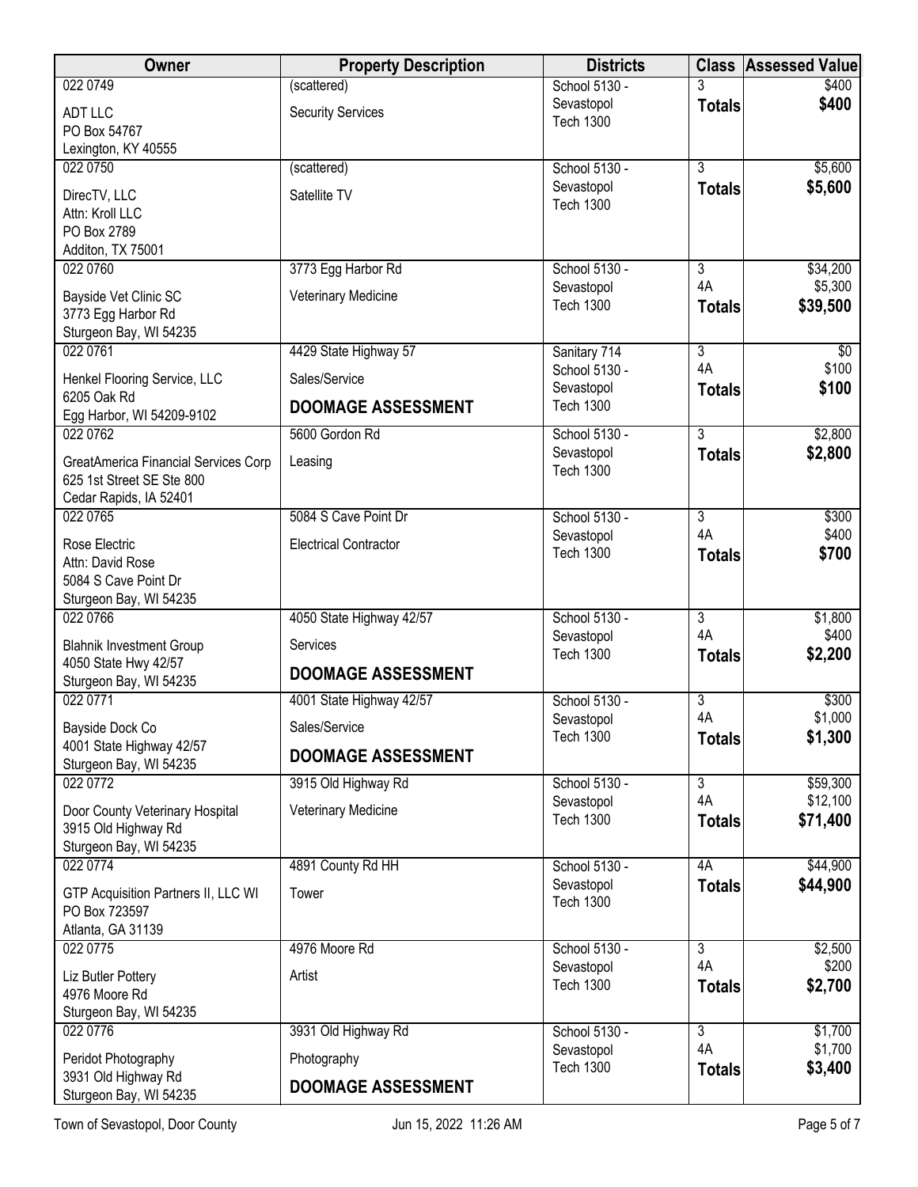| Owner | Property Description | Districts | Class | Assessed Value |
|---|---|---|---|---|
| 022 0749<br>ADT LLC<br>PO Box 54767<br>Lexington, KY 40555 | (scattered)<br>Security Services | School 5130 - Sevastopol<br>Tech 1300 | 3<br>**Totals** | $400<br>**$400** |
| 022 0750<br>DirecTV, LLC<br>Attn: Kroll LLC<br>PO Box 2789<br>Additon, TX 75001 | (scattered)<br>Satellite TV | School 5130 - Sevastopol<br>Tech 1300 | 3<br>**Totals** | $5,600<br>**$5,600** |
| 022 0760<br>Bayside Vet Clinic SC<br>3773 Egg Harbor Rd<br>Sturgeon Bay, WI 54235 | 3773 Egg Harbor Rd<br>Veterinary Medicine | School 5130 - Sevastopol<br>Tech 1300 | 3<br>4A<br>**Totals** | $34,200<br>$5,300<br>**$39,500** |
| 022 0761<br>Henkel Flooring Service, LLC<br>6205 Oak Rd<br>Egg Harbor, WI 54209-9102 | 4429 State Highway 57<br>Sales/Service<br>**DOOMAGE ASSESSMENT** | Sanitary 714<br>School 5130 - Sevastopol<br>Tech 1300 | 3<br>4A<br>**Totals** | $0<br>$100<br>**$100** |
| 022 0762<br>GreatAmerica Financial Services Corp<br>625 1st Street SE Ste 800<br>Cedar Rapids, IA 52401 | 5600 Gordon Rd<br>Leasing | School 5130 - Sevastopol<br>Tech 1300 | 3<br>**Totals** | $2,800<br>**$2,800** |
| 022 0765<br>Rose Electric<br>Attn: David Rose<br>5084 S Cave Point Dr<br>Sturgeon Bay, WI 54235 | 5084 S Cave Point Dr<br>Electrical Contractor | School 5130 - Sevastopol<br>Tech 1300 | 3<br>4A<br>**Totals** | $300<br>$400<br>**$700** |
| 022 0766<br>Blahnik Investment Group<br>4050 State Hwy 42/57<br>Sturgeon Bay, WI 54235 | 4050 State Highway 42/57<br>Services<br>**DOOMAGE ASSESSMENT** | School 5130 - Sevastopol<br>Tech 1300 | 3<br>4A<br>**Totals** | $1,800<br>$400<br>**$2,200** |
| 022 0771<br>Bayside Dock Co<br>4001 State Highway 42/57<br>Sturgeon Bay, WI 54235 | 4001 State Highway 42/57<br>Sales/Service<br>**DOOMAGE ASSESSMENT** | School 5130 - Sevastopol<br>Tech 1300 | 3<br>4A<br>**Totals** | $300<br>$1,000<br>**$1,300** |
| 022 0772<br>Door County Veterinary Hospital<br>3915 Old Highway Rd<br>Sturgeon Bay, WI 54235 | 3915 Old Highway Rd<br>Veterinary Medicine | School 5130 - Sevastopol<br>Tech 1300 | 3<br>4A<br>**Totals** | $59,300<br>$12,100<br>**$71,400** |
| 022 0774<br>GTP Acquisition Partners II, LLC WI<br>PO Box 723597<br>Atlanta, GA 31139 | 4891 County Rd HH<br>Tower | School 5130 - Sevastopol<br>Tech 1300 | 4A<br>**Totals** | $44,900<br>**$44,900** |
| 022 0775<br>Liz Butler Pottery<br>4976 Moore Rd<br>Sturgeon Bay, WI 54235 | 4976 Moore Rd<br>Artist | School 5130 - Sevastopol<br>Tech 1300 | 3<br>4A<br>**Totals** | $2,500<br>$200<br>**$2,700** |
| 022 0776<br>Peridot Photography<br>3931 Old Highway Rd<br>Sturgeon Bay, WI 54235 | 3931 Old Highway Rd<br>Photography<br>**DOOMAGE ASSESSMENT** | School 5130 - Sevastopol<br>Tech 1300 | 3<br>4A<br>**Totals** | $1,700<br>$1,700<br>**$3,400** |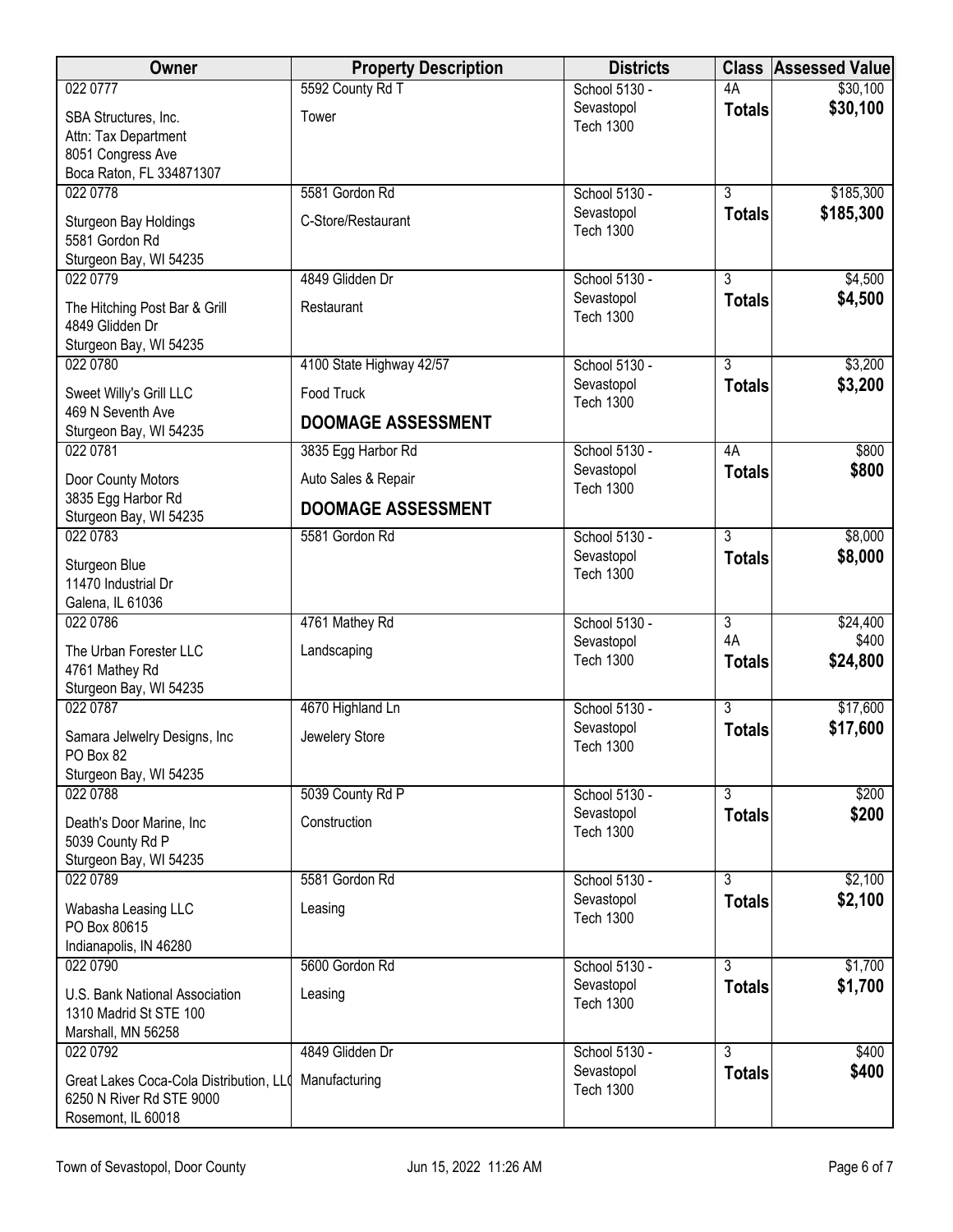| Owner | Property Description | Districts | Class | Assessed Value |
|---|---|---|---|---|
| 022 0777<br>SBA Structures, Inc.<br>Attn: Tax Department<br>8051 Congress Ave<br>Boca Raton, FL 334871307 | 5592 County Rd T<br>Tower | School 5130 - Sevastopol<br>Tech 1300 | 4A<br>**Totals** | $30,100<br>**$30,100** |
| 022 0778<br>Sturgeon Bay Holdings<br>5581 Gordon Rd<br>Sturgeon Bay, WI 54235 | 5581 Gordon Rd<br>C-Store/Restaurant | School 5130 - Sevastopol<br>Tech 1300 | 3<br>**Totals** | $185,300<br>**$185,300** |
| 022 0779<br>The Hitching Post Bar & Grill<br>4849 Glidden Dr<br>Sturgeon Bay, WI 54235 | 4849 Glidden Dr<br>Restaurant | School 5130 - Sevastopol<br>Tech 1300 | 3<br>**Totals** | $4,500<br>**$4,500** |
| 022 0780<br>Sweet Willy's Grill LLC<br>469 N Seventh Ave<br>Sturgeon Bay, WI 54235 | 4100 State Highway 42/57<br>Food Truck<br>**DOOMAGE ASSESSMENT** | School 5130 - Sevastopol<br>Tech 1300 | 3<br>**Totals** | $3,200<br>**$3,200** |
| 022 0781<br>Door County Motors<br>3835 Egg Harbor Rd<br>Sturgeon Bay, WI 54235 | 3835 Egg Harbor Rd<br>Auto Sales & Repair<br>**DOOMAGE ASSESSMENT** | School 5130 - Sevastopol<br>Tech 1300 | 4A<br>**Totals** | $800<br>**$800** |
| 022 0783<br>Sturgeon Blue<br>11470 Industrial Dr<br>Galena, IL 61036 | 5581 Gordon Rd | School 5130 - Sevastopol<br>Tech 1300 | 3<br>**Totals** | $8,000<br>**$8,000** |
| 022 0786<br>The Urban Forester LLC<br>4761 Mathey Rd<br>Sturgeon Bay, WI 54235 | 4761 Mathey Rd<br>Landscaping | School 5130 - Sevastopol<br>Tech 1300 | 3<br>4A<br>**Totals** | $24,400<br>$400<br>**$24,800** |
| 022 0787<br>Samara Jelwelry Designs, Inc<br>PO Box 82<br>Sturgeon Bay, WI 54235 | 4670 Highland Ln<br>Jewelery Store | School 5130 - Sevastopol<br>Tech 1300 | 3<br>**Totals** | $17,600<br>**$17,600** |
| 022 0788<br>Death's Door Marine, Inc<br>5039 County Rd P<br>Sturgeon Bay, WI 54235 | 5039 County Rd P<br>Construction | School 5130 - Sevastopol<br>Tech 1300 | 3<br>**Totals** | $200<br>**$200** |
| 022 0789<br>Wabasha Leasing LLC<br>PO Box 80615<br>Indianapolis, IN 46280 | 5581 Gordon Rd<br>Leasing | School 5130 - Sevastopol<br>Tech 1300 | 3<br>**Totals** | $2,100<br>**$2,100** |
| 022 0790<br>U.S. Bank National Association<br>1310 Madrid St STE 100<br>Marshall, MN 56258 | 5600 Gordon Rd<br>Leasing | School 5130 - Sevastopol<br>Tech 1300 | 3<br>**Totals** | $1,700<br>**$1,700** |
| 022 0792<br>Great Lakes Coca-Cola Distribution, LLC<br>6250 N River Rd STE 9000<br>Rosemont, IL 60018 | 4849 Glidden Dr<br>Manufacturing | School 5130 - Sevastopol<br>Tech 1300 | 3<br>**Totals** | $400<br>**$400** |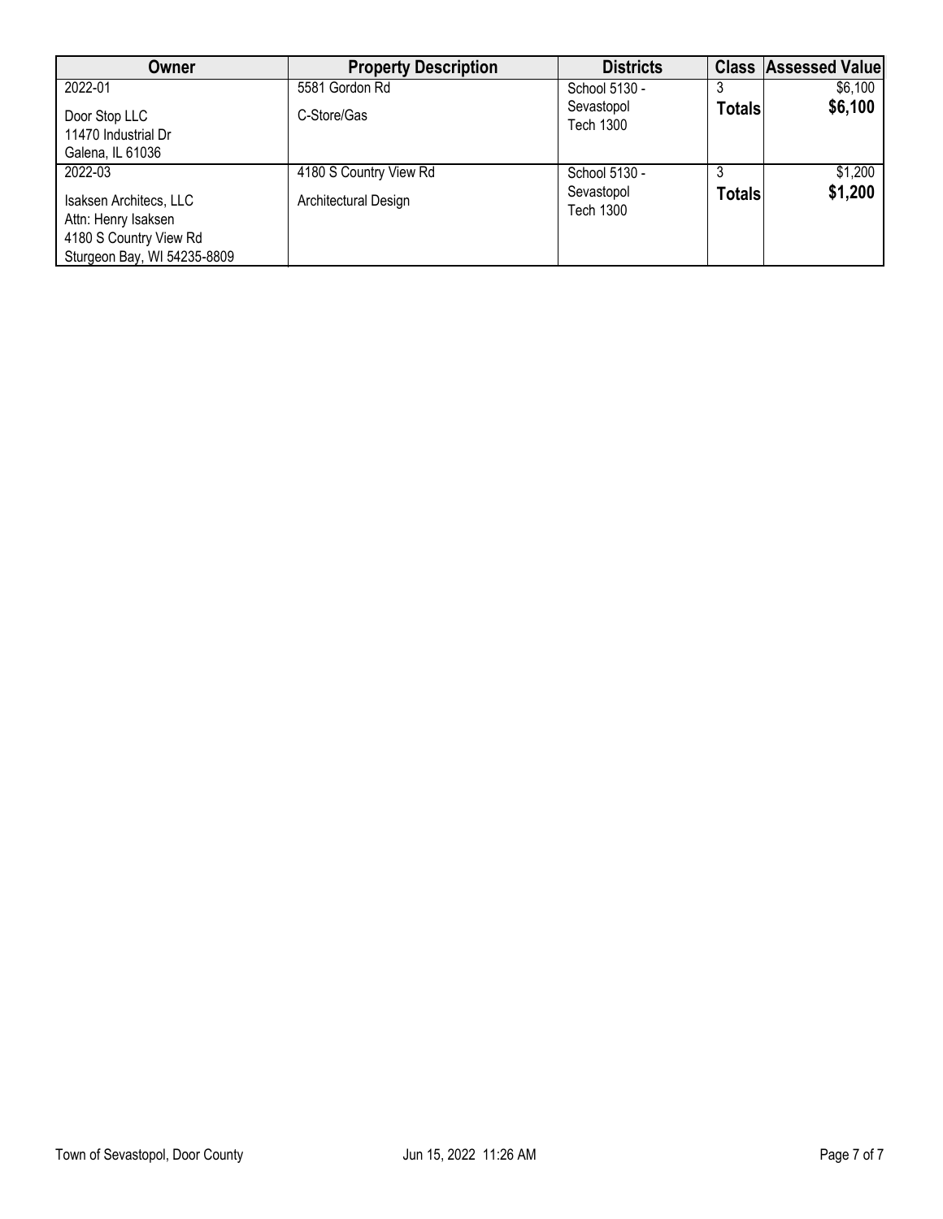| Owner | Property Description | Districts | Class | Assessed Value |
|---|---|---|---|---|
| 2022-01<br>Door Stop LLC<br>11470 Industrial Dr<br>Galena, IL 61036 | 5581 Gordon Rd<br>C-Store/Gas | School 5130 - Sevastopol<br>Tech 1300 | 3<br>**Totals** | $6,100<br>**$6,100** |
| 2022-03<br>Isaksen Architecs, LLC<br>Attn: Henry Isaksen<br>4180 S Country View Rd<br>Sturgeon Bay, WI 54235-8809 | 4180 S Country View Rd<br>Architectural Design | School 5130 - Sevastopol<br>Tech 1300 | 3<br>**Totals** | $1,200<br>**$1,200** |

Town of Sevastopol, Door County    Jun 15, 2022 11:26 AM